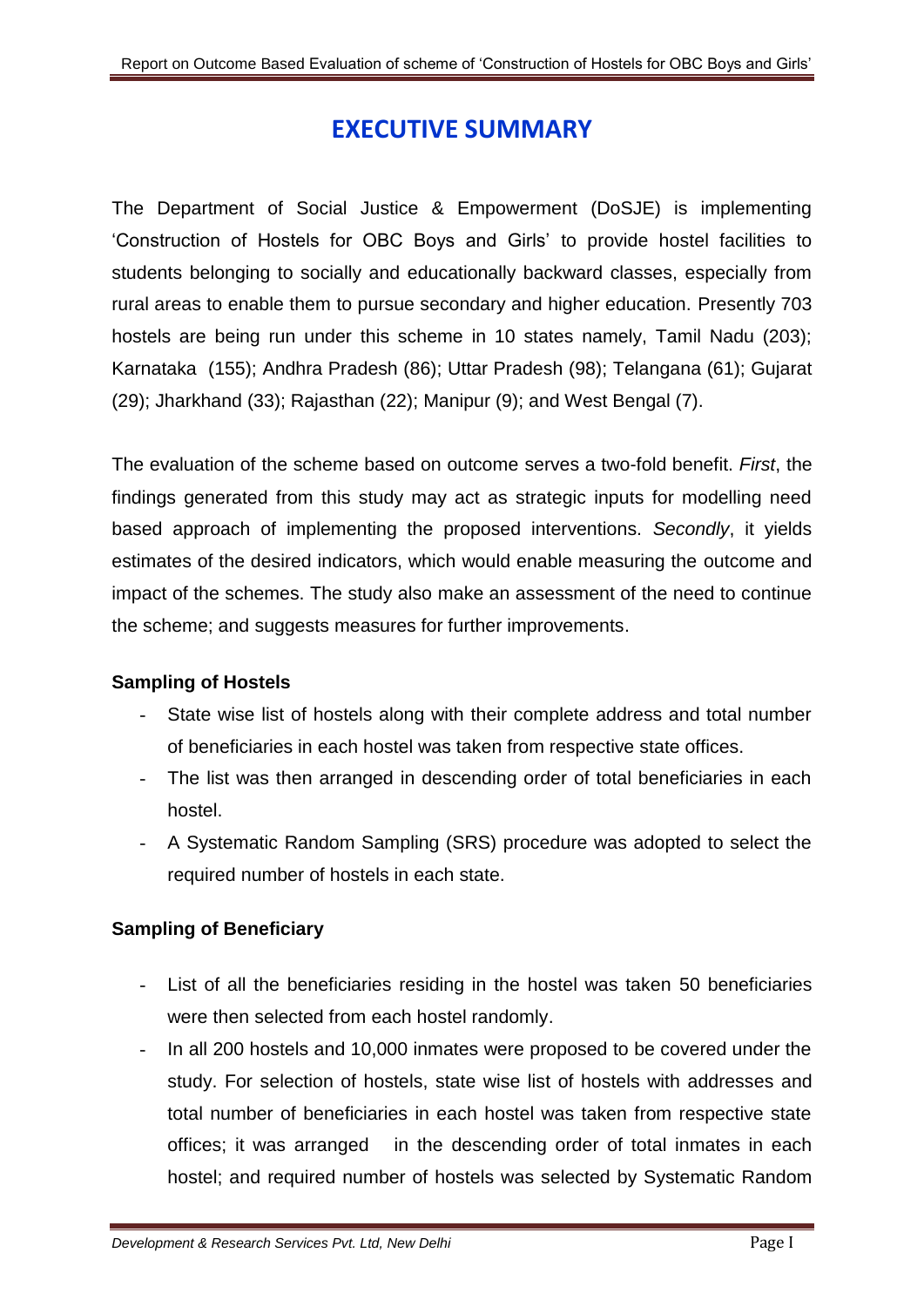# EXECUTIVE SUMMARY

The Department of Social Justice & Empowerment (DoSJE) is implementing 'Construction of Hostels for OBC Boys and Girls' to provide hostel facilities to students belonging to socially and educationally backward classes, especially from rural areas to enable them to pursue secondary and higher education. Presently 703 hostels are being run under this scheme in 10 states namely, Tamil Nadu (203); Karnataka (155); Andhra Pradesh (86); Uttar Pradesh (98); Telangana (61); Gujarat (29); Jharkhand (33); Rajasthan (22); Manipur (9); and West Bengal (7).

The evaluation of the scheme based on outcome serves a two-fold benefit. *First*, the findings generated from this study may act as strategic inputs for modelling need based approach of implementing the proposed interventions. *Secondly*, it yields estimates of the desired indicators, which would enable measuring the outcome and impact of the schemes. The study also make an assessment of the need to continue the scheme; and suggests measures for further improvements.

**Sampling of Hostels**

- State wise list of hostels along with their complete address and total number of beneficiaries in each hostel was taken from respective state offices.
- The list was then arranged in descending order of total beneficiaries in each hostel.
- A Systematic Random Sampling (SRS) procedure was adopted to select the required number of hostels in each state.

**Sampling of Beneficiary**

- List of all the beneficiaries residing in the hostel was taken 50 beneficiaries were then selected from each hostel randomly.
- In all 200 hostels and 10,000 inmates were proposed to be covered under the study. For selection of hostels, state wise list of hostels with addresses and total number of beneficiaries in each hostel was taken from respective state offices; it was arranged in the descending order of total inmates in each hostel; and required number of hostels was selected by Systematic Random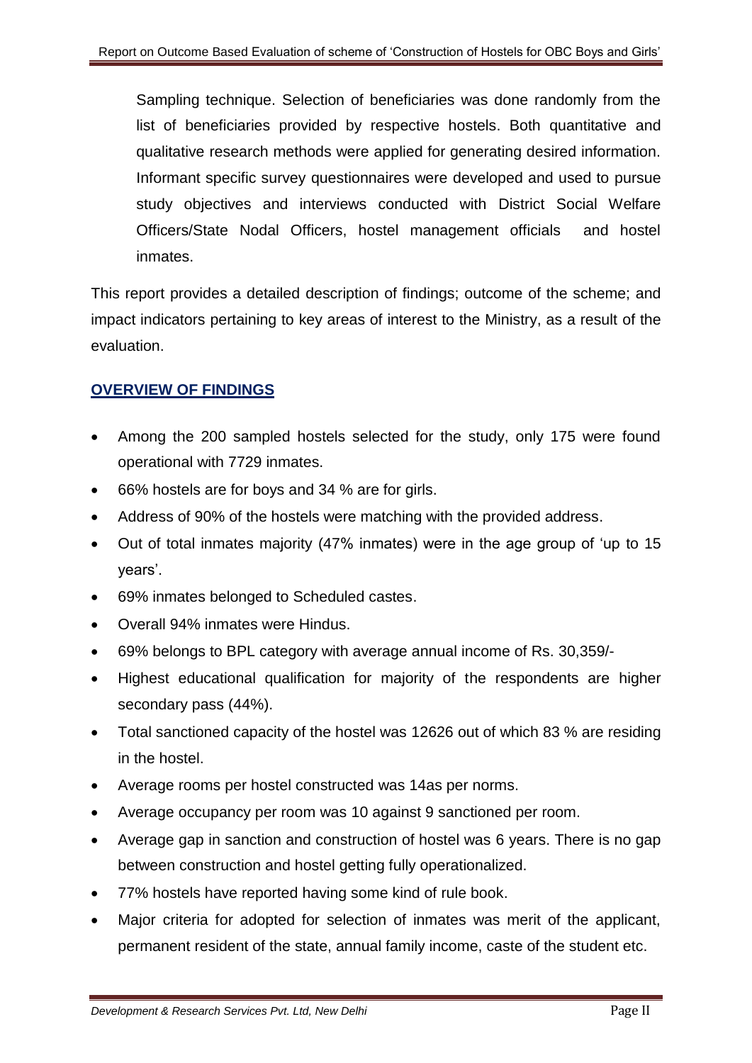Sampling technique. Selection of beneficiaries was done randomly from the list of beneficiaries provided by respective hostels. Both quantitative and qualitative research methods were applied for generating desired information. Informant specific survey questionnaires were developed and used to pursue study objectives and interviews conducted with District Social Welfare Officers/State Nodal Officers, hostel management officials and hostel inmates.

This report provides a detailed description of findings; outcome of the scheme; and impact indicators pertaining to key areas of interest to the Ministry, as a result of the evaluation.

## OVERVIEW OF FINDINGS

- Among the 200 sampled hostels selected for the study, only 175 were found operational with 7729 inmates.
- 66% hostels are for boys and 34 % are for girls.
- Address of 90% of the hostels were matching with the provided address.
- Out of total inmates majority (47% inmates) were in the age group of 'up to 15 years'.
- 69% inmates belonged to Scheduled castes.
- Overall 94% inmates were Hindus.
- 69% belongs to BPL category with average annual income of Rs. 30,359/-
- Highest educational qualification for majority of the respondents are higher secondary pass (44%).
- Total sanctioned capacity of the hostel was 12626 out of which 83 % are residing in the hostel.
- Average rooms per hostel constructed was 14as per norms.
- Average occupancy per room was 10 against 9 sanctioned per room.
- Average gap in sanction and construction of hostel was 6 years. There is no gap between construction and hostel getting fully operationalized.
- 77% hostels have reported having some kind of rule book.
- Major criteria for adopted for selection of inmates was merit of the applicant, permanent resident of the state, annual family income, caste of the student etc.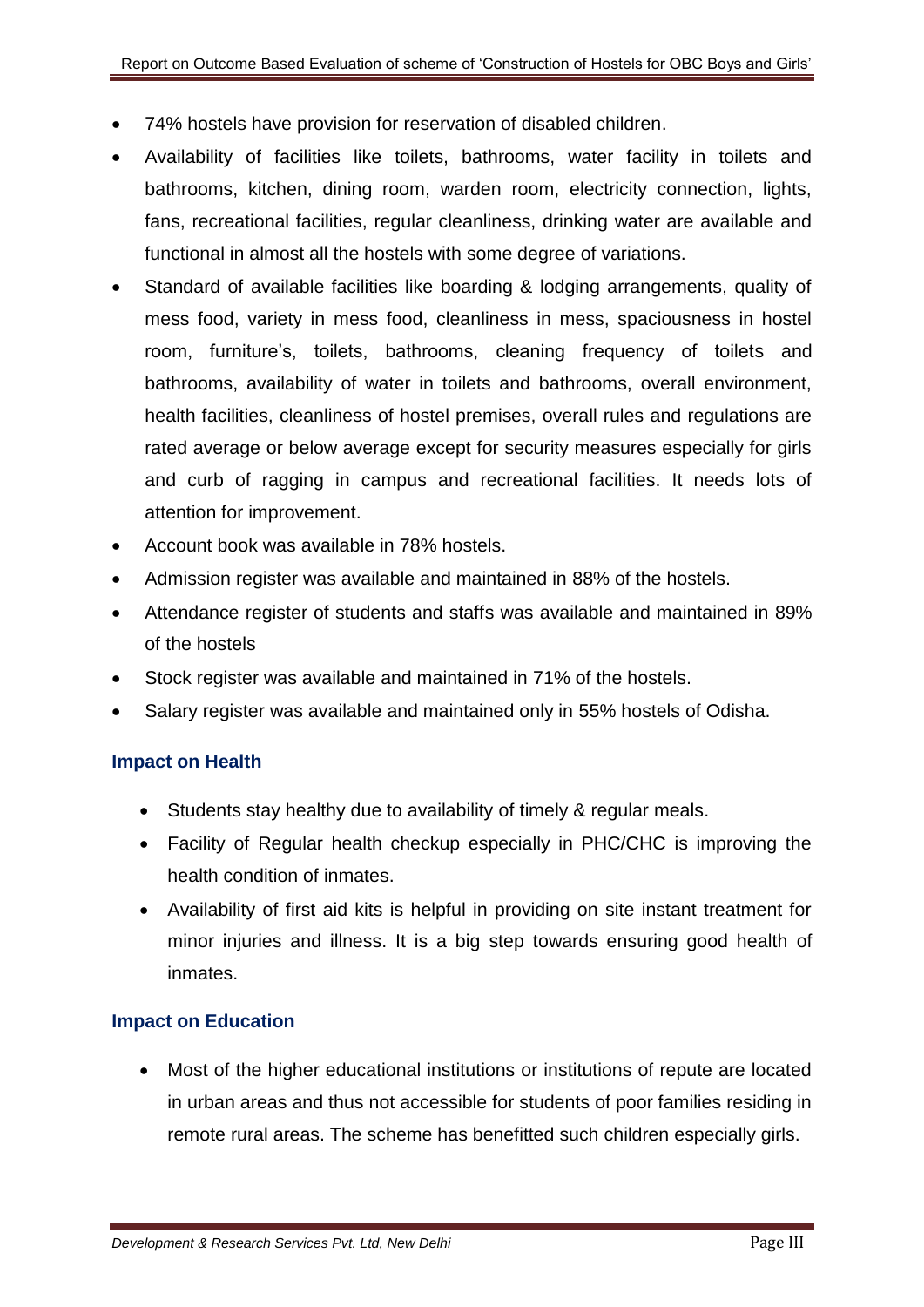- 74% hostels have provision for reservation of disabled children.
- Availability of facilities like toilets, bathrooms, water facility in toilets and bathrooms, kitchen, dining room, warden room, electricity connection, lights, fans, recreational facilities, regular cleanliness, drinking water are available and functional in almost all the hostels with some degree of variations.
- Standard of available facilities like boarding & lodging arrangements, quality of mess food, variety in mess food, cleanliness in mess, spaciousness in hostel room, furniture's, toilets, bathrooms, cleaning frequency of toilets and bathrooms, availability of water in toilets and bathrooms, overall environment, health facilities, cleanliness of hostel premises, overall rules and regulations are rated average or below average except for security measures especially for girls and curb of ragging in campus and recreational facilities. It needs lots of attention for improvement.
- Account book was available in 78% hostels.
- Admission register was available and maintained in 88% of the hostels.
- Attendance register of students and staffs was available and maintained in 89% of the hostels
- Stock register was available and maintained in 71% of the hostels.
- Salary register was available and maintained only in 55% hostels of Odisha.

### Impact on Health

- Students stay healthy due to availability of timely & regular meals.
- Facility of Regular health checkup especially in PHC/CHC is improving the health condition of inmates.
- Availability of first aid kits is helpful in providing on site instant treatment for minor injuries and illness. It is a big step towards ensuring good health of inmates.

### Impact on Education

- Most of the higher educational institutions or institutions of repute are located in urban areas and thus not accessible for students of poor families residing in remote rural areas. The scheme has benefitted such children especially girls.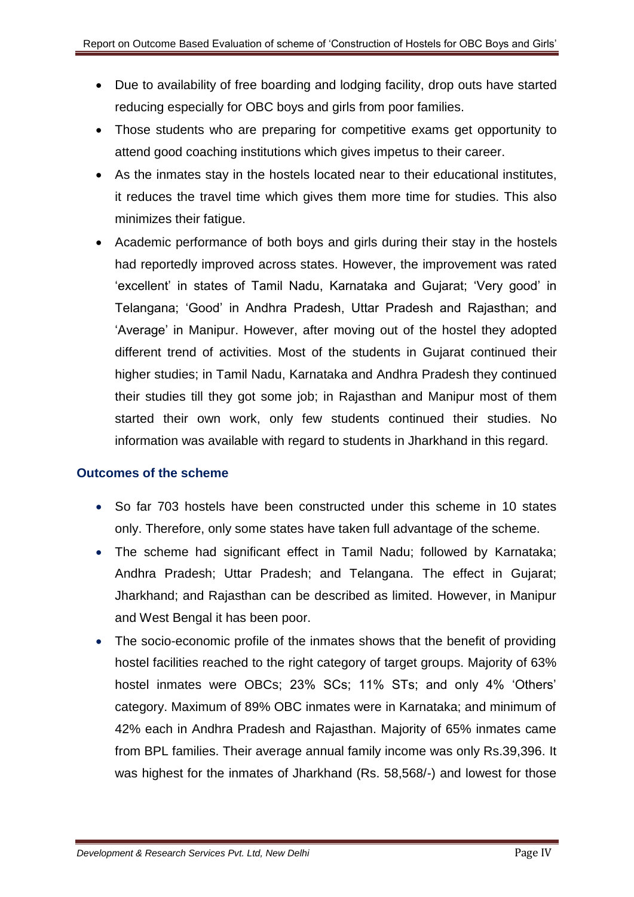- Due to availability of free boarding and lodging facility, drop outs have started reducing especially for OBC boys and girls from poor families.
- Those students who are preparing for competitive exams get opportunity to attend good coaching institutions which gives impetus to their career.
- As the inmates stay in the hostels located near to their educational institutes, it reduces the travel time which gives them more time for studies. This also minimizes their fatigue.
- Academic performance of both boys and girls during their stay in the hostels had reportedly improved across states. However, the improvement was rated 'excellent' in states of Tamil Nadu, Karnataka and Gujarat; 'Very good' in Telangana; 'Good' in Andhra Pradesh, Uttar Pradesh and Rajasthan; and 'Average' in Manipur. However, after moving out of the hostel they adopted different trend of activities. Most of the students in Gujarat continued their higher studies; in Tamil Nadu, Karnataka and Andhra Pradesh they continued their studies till they got some job; in Rajasthan and Manipur most of them started their own work, only few students continued their studies. No information was available with regard to students in Jharkhand in this regard.

### Outcomes of the scheme

- So far 703 hostels have been constructed under this scheme in 10 states only. Therefore, only some states have taken full advantage of the scheme.
- The scheme had significant effect in Tamil Nadu; followed by Karnataka; Andhra Pradesh; Uttar Pradesh; and Telangana. The effect in Gujarat; Jharkhand; and Rajasthan can be described as limited. However, in Manipur and West Bengal it has been poor.
- The socio-economic profile of the inmates shows that the benefit of providing hostel facilities reached to the right category of target groups. Majority of 63% hostel inmates were OBCs; 23% SCs; 11% STs; and only 4% 'Others' category. Maximum of 89% OBC inmates were in Karnataka; and minimum of 42% each in Andhra Pradesh and Rajasthan. Majority of 65% inmates came from BPL families. Their average annual family income was only Rs.39,396. It was highest for the inmates of Jharkhand (Rs. 58,568/-) and lowest for those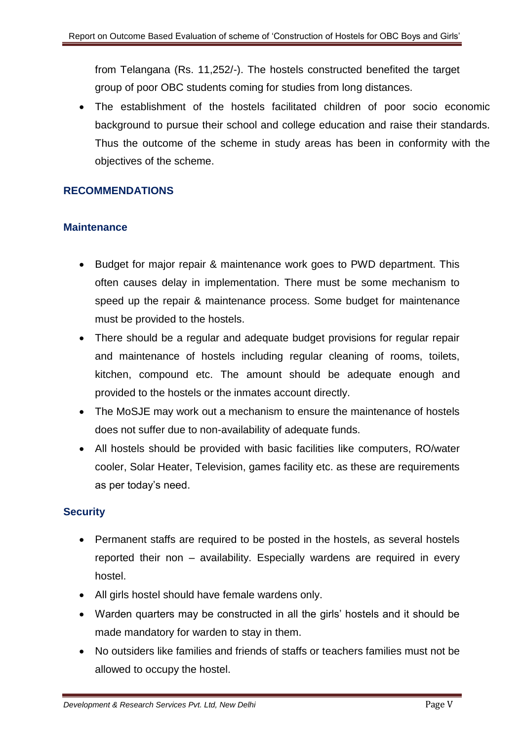from Telangana (Rs. 11,252/-). The hostels constructed benefited the target group of poor OBC students coming for studies from long distances.

- The establishment of the hostels facilitated children of poor socio economic background to pursue their school and college education and raise their standards. Thus the outcome of the scheme in study areas has been in conformity with the objectives of the scheme.

## RECOMMENDATIONS

### Maintenance

- Budget for major repair & maintenance work goes to PWD department. This often causes delay in implementation. There must be some mechanism to speed up the repair & maintenance process. Some budget for maintenance must be provided to the hostels.
- There should be a regular and adequate budget provisions for regular repair and maintenance of hostels including regular cleaning of rooms, toilets, kitchen, compound etc. The amount should be adequate enough and provided to the hostels or the inmates account directly.
- The MoSJE may work out a mechanism to ensure the maintenance of hostels does not suffer due to non-availability of adequate funds.
- All hostels should be provided with basic facilities like computers, RO/water cooler, Solar Heater, Television, games facility etc. as these are requirements as per today's need.

### Security

- Permanent staffs are required to be posted in the hostels, as several hostels reported their non – availability. Especially wardens are required in every hostel.
- All girls hostel should have female wardens only.
- Warden quarters may be constructed in all the girls' hostels and it should be made mandatory for warden to stay in them.
- No outsiders like families and friends of staffs or teachers families must not be allowed to occupy the hostel.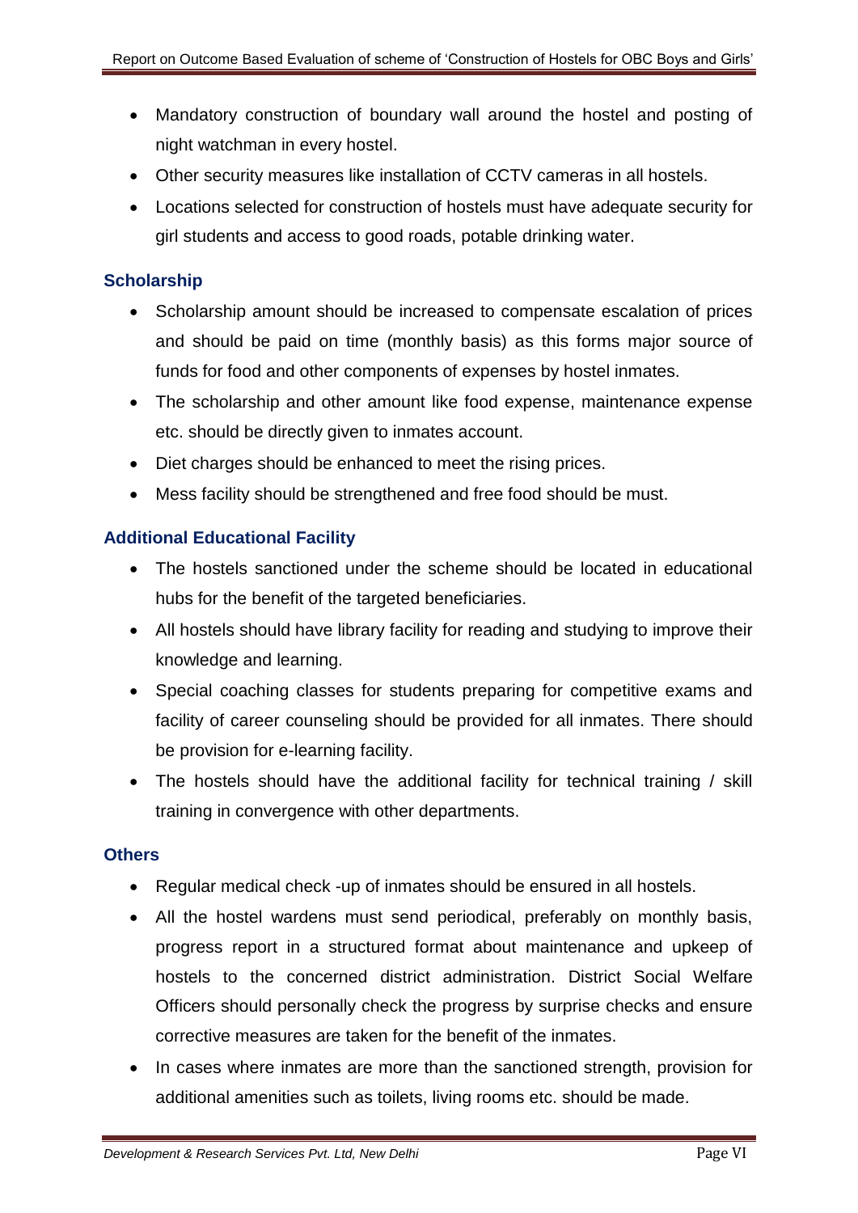- Mandatory construction of boundary wall around the hostel and posting of night watchman in every hostel.
- Other security measures like installation of CCTV cameras in all hostels.
- Locations selected for construction of hostels must have adequate security for girl students and access to good roads, potable drinking water.

### Scholarship

- Scholarship amount should be increased to compensate escalation of prices and should be paid on time (monthly basis) as this forms major source of funds for food and other components of expenses by hostel inmates.
- The scholarship and other amount like food expense, maintenance expense etc. should be directly given to inmates account.
- Diet charges should be enhanced to meet the rising prices.
- Mess facility should be strengthened and free food should be must.

### Additional Educational Facility

- The hostels sanctioned under the scheme should be located in educational hubs for the benefit of the targeted beneficiaries.
- All hostels should have library facility for reading and studying to improve their knowledge and learning.
- Special coaching classes for students preparing for competitive exams and facility of career counseling should be provided for all inmates. There should be provision for e-learning facility.
- The hostels should have the additional facility for technical training / skill training in convergence with other departments.

### Others

- Regular medical check -up of inmates should be ensured in all hostels.
- All the hostel wardens must send periodical, preferably on monthly basis, progress report in a structured format about maintenance and upkeep of hostels to the concerned district administration. District Social Welfare Officers should personally check the progress by surprise checks and ensure corrective measures are taken for the benefit of the inmates.
- In cases where inmates are more than the sanctioned strength, provision for additional amenities such as toilets, living rooms etc. should be made.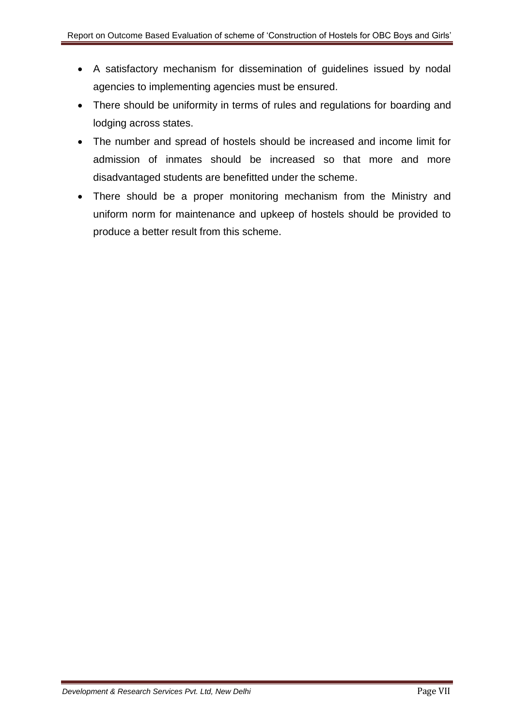- A satisfactory mechanism for dissemination of guidelines issued by nodal agencies to implementing agencies must be ensured.
- There should be uniformity in terms of rules and regulations for boarding and lodging across states.
- The number and spread of hostels should be increased and income limit for admission of inmates should be increased so that more and more disadvantaged students are benefitted under the scheme.
- There should be a proper monitoring mechanism from the Ministry and uniform norm for maintenance and upkeep of hostels should be provided to produce a better result from this scheme.